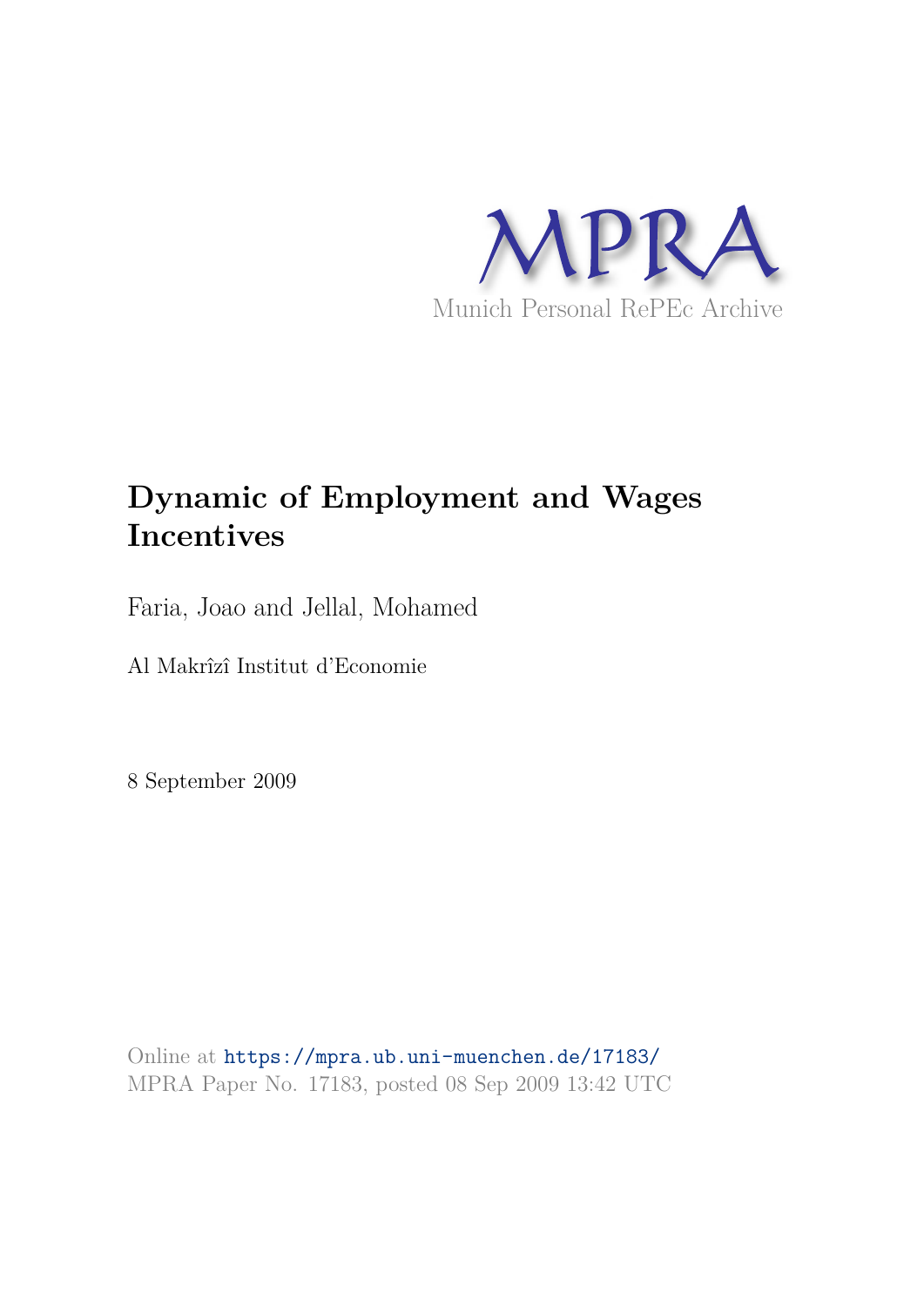Munich Personal RePEc Archive

# Dynamic of Employment and Wages Incentives

Faria, Joao and Jellal, Mohamed

Al Makrîzî Institut d'Economie

8 September 2009

Online at https://mpra.ub.uni-muenchen.de/17183/
MPRA Paper No. 17183, posted 08 Sep 2009 13:42 UTC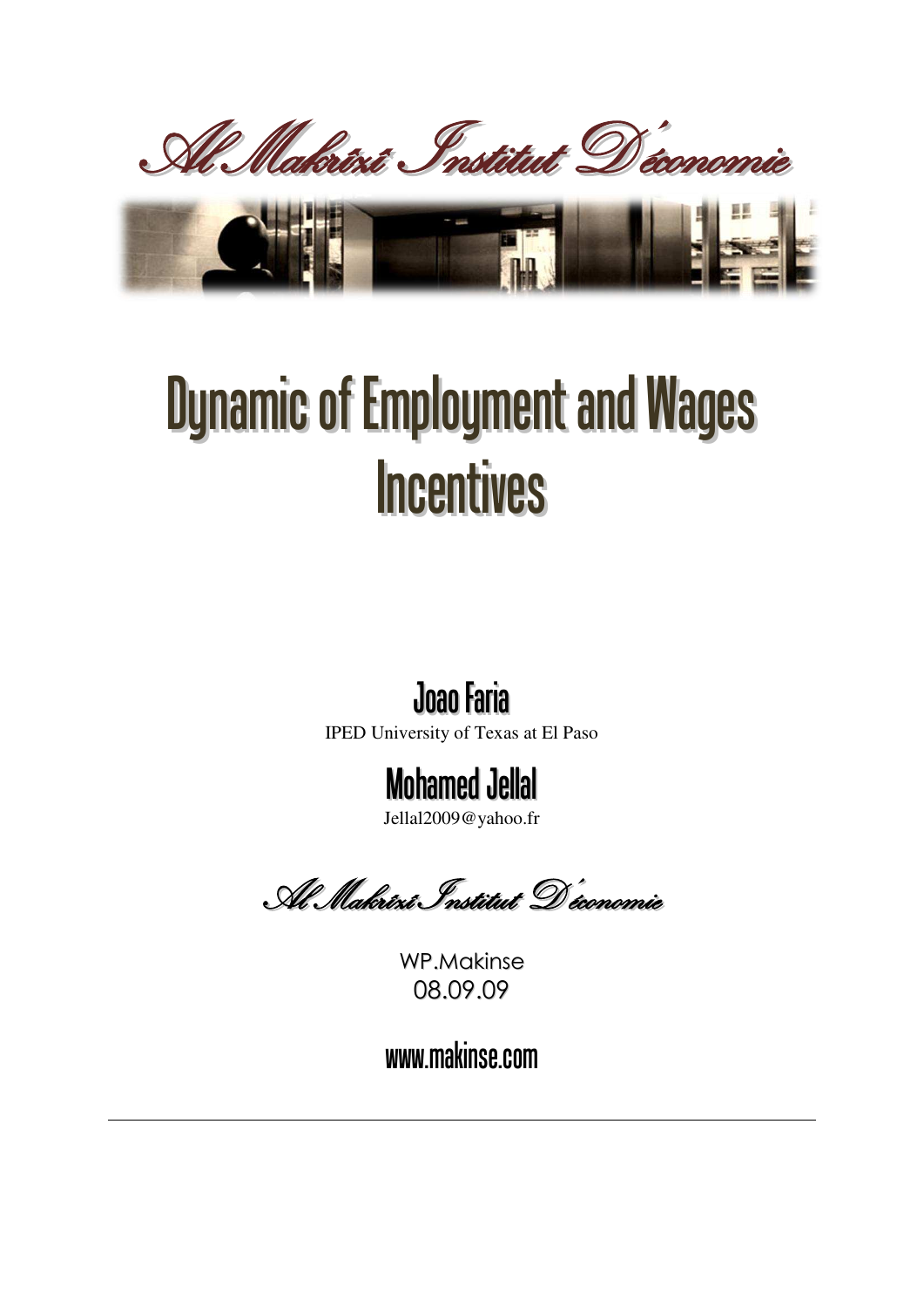Al Makrîzî Institut D'économie

# Dynamic of Employment and Wages Incentives

## Joao Faria

IPED University of Texas at El Paso

## Mohamed Jellal

Jellal2009@yahoo.fr

Al Makrîzî Institut D'économie

WP.Makinse
08.09.09

**www.makinse.com**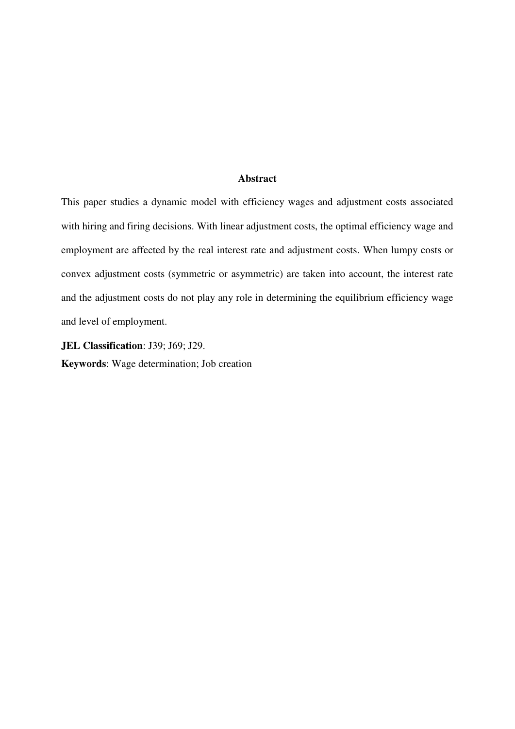## Abstract

This paper studies a dynamic model with efficiency wages and adjustment costs associated with hiring and firing decisions. With linear adjustment costs, the optimal efficiency wage and employment are affected by the real interest rate and adjustment costs. When lumpy costs or convex adjustment costs (symmetric or asymmetric) are taken into account, the interest rate and the adjustment costs do not play any role in determining the equilibrium efficiency wage and level of employment.

**JEL Classification**: J39; J69; J29.

**Keywords**: Wage determination; Job creation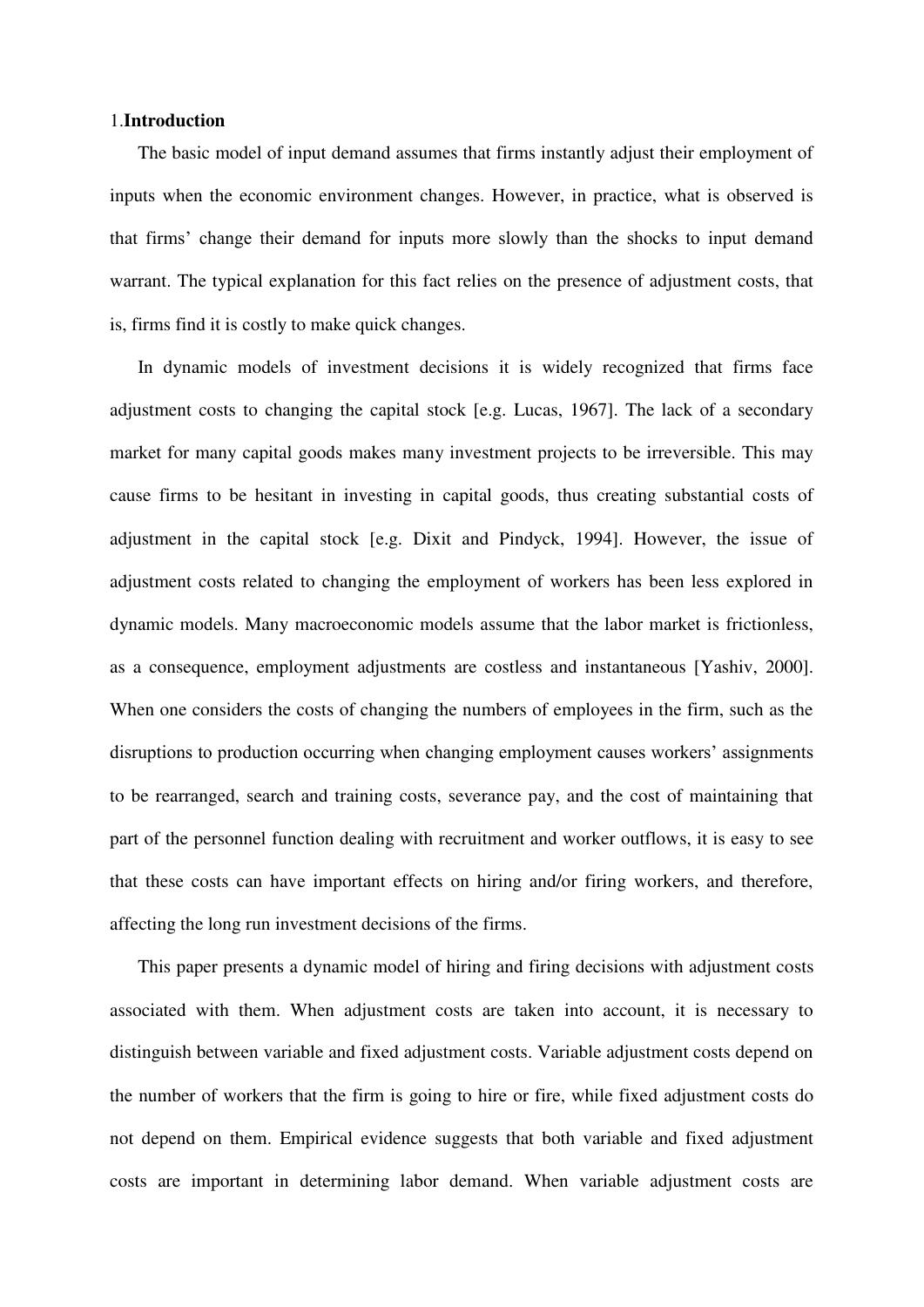## 1.**Introduction**

The basic model of input demand assumes that firms instantly adjust their employment of inputs when the economic environment changes. However, in practice, what is observed is that firms' change their demand for inputs more slowly than the shocks to input demand warrant. The typical explanation for this fact relies on the presence of adjustment costs, that is, firms find it is costly to make quick changes.

In dynamic models of investment decisions it is widely recognized that firms face adjustment costs to changing the capital stock [e.g. Lucas, 1967]. The lack of a secondary market for many capital goods makes many investment projects to be irreversible. This may cause firms to be hesitant in investing in capital goods, thus creating substantial costs of adjustment in the capital stock [e.g. Dixit and Pindyck, 1994]. However, the issue of adjustment costs related to changing the employment of workers has been less explored in dynamic models. Many macroeconomic models assume that the labor market is frictionless, as a consequence, employment adjustments are costless and instantaneous [Yashiv, 2000]. When one considers the costs of changing the numbers of employees in the firm, such as the disruptions to production occurring when changing employment causes workers' assignments to be rearranged, search and training costs, severance pay, and the cost of maintaining that part of the personnel function dealing with recruitment and worker outflows, it is easy to see that these costs can have important effects on hiring and/or firing workers, and therefore, affecting the long run investment decisions of the firms.

This paper presents a dynamic model of hiring and firing decisions with adjustment costs associated with them. When adjustment costs are taken into account, it is necessary to distinguish between variable and fixed adjustment costs. Variable adjustment costs depend on the number of workers that the firm is going to hire or fire, while fixed adjustment costs do not depend on them. Empirical evidence suggests that both variable and fixed adjustment costs are important in determining labor demand. When variable adjustment costs are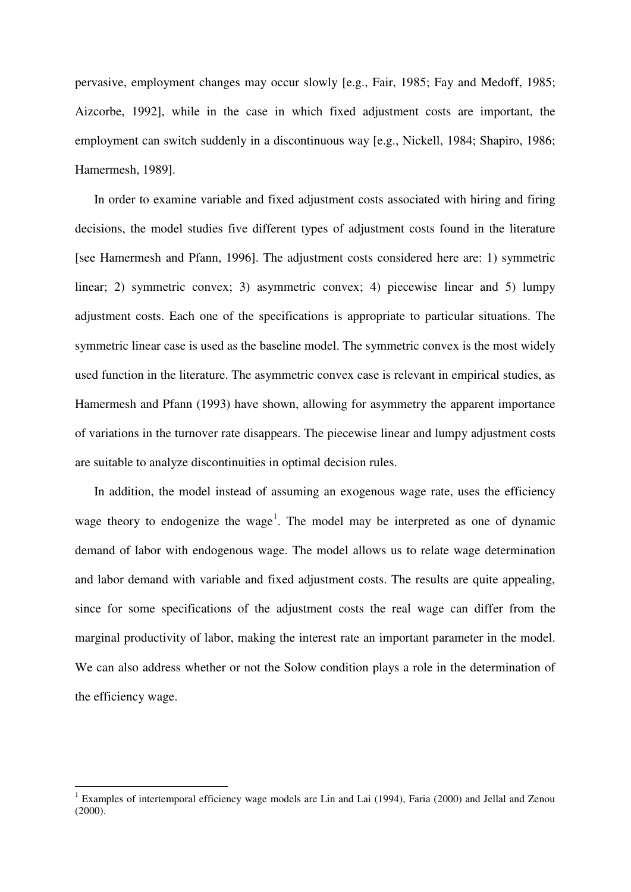pervasive, employment changes may occur slowly [e.g., Fair, 1985; Fay and Medoff, 1985; Aizcorbe, 1992], while in the case in which fixed adjustment costs are important, the employment can switch suddenly in a discontinuous way [e.g., Nickell, 1984; Shapiro, 1986; Hamermesh, 1989].

In order to examine variable and fixed adjustment costs associated with hiring and firing decisions, the model studies five different types of adjustment costs found in the literature [see Hamermesh and Pfann, 1996]. The adjustment costs considered here are: 1) symmetric linear; 2) symmetric convex; 3) asymmetric convex; 4) piecewise linear and 5) lumpy adjustment costs. Each one of the specifications is appropriate to particular situations. The symmetric linear case is used as the baseline model. The symmetric convex is the most widely used function in the literature. The asymmetric convex case is relevant in empirical studies, as Hamermesh and Pfann (1993) have shown, allowing for asymmetry the apparent importance of variations in the turnover rate disappears. The piecewise linear and lumpy adjustment costs are suitable to analyze discontinuities in optimal decision rules.

In addition, the model instead of assuming an exogenous wage rate, uses the efficiency wage theory to endogenize the wage[1]. The model may be interpreted as one of dynamic demand of labor with endogenous wage. The model allows us to relate wage determination and labor demand with variable and fixed adjustment costs. The results are quite appealing, since for some specifications of the adjustment costs the real wage can differ from the marginal productivity of labor, making the interest rate an important parameter in the model. We can also address whether or not the Solow condition plays a role in the determination of the efficiency wage.

[1] Examples of intertemporal efficiency wage models are Lin and Lai (1994), Faria (2000) and Jellal and Zenou (2000).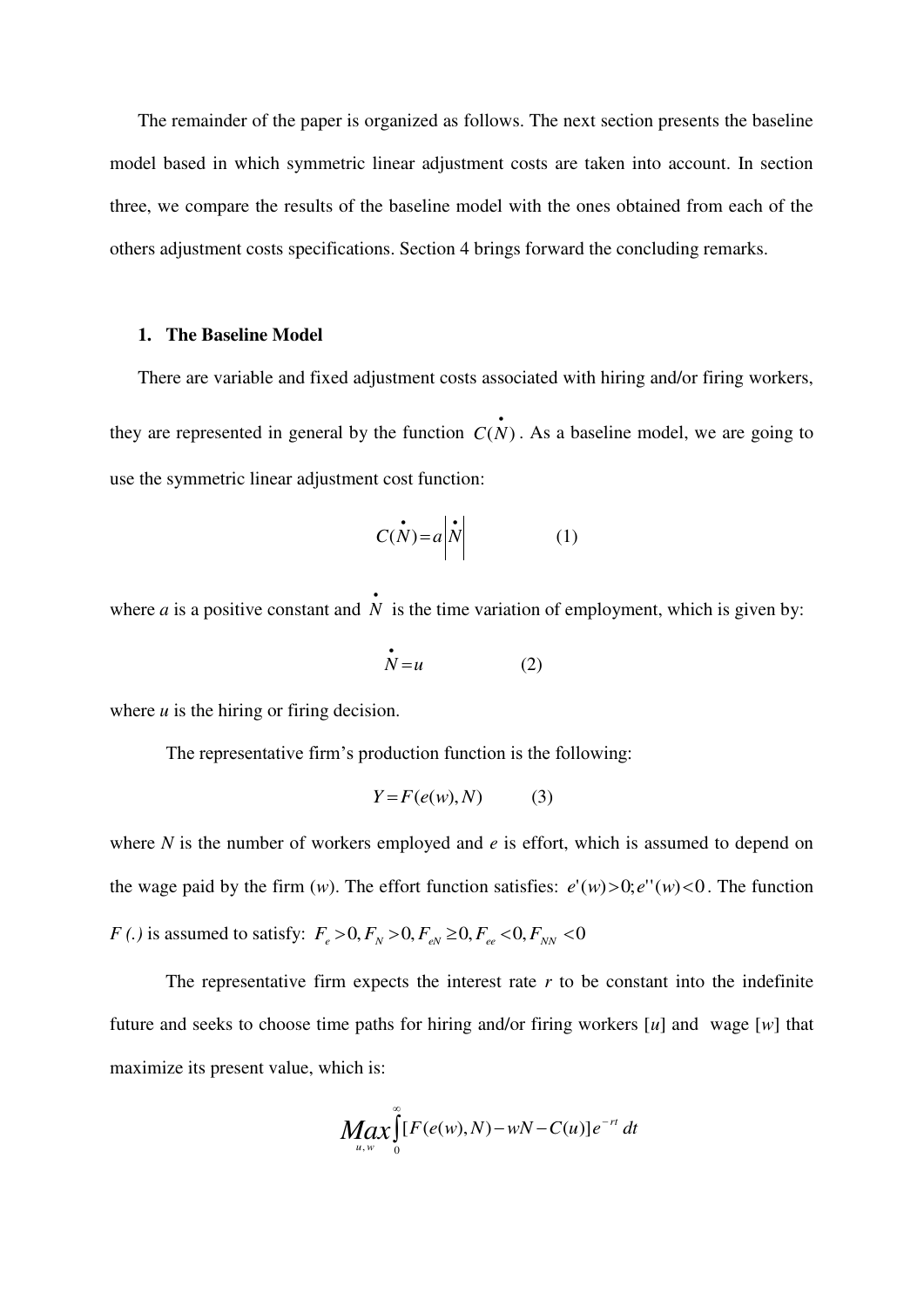The remainder of the paper is organized as follows. The next section presents the baseline model based in which symmetric linear adjustment costs are taken into account. In section three, we compare the results of the baseline model with the ones obtained from each of the others adjustment costs specifications. Section 4 brings forward the concluding remarks.

## 1. The Baseline Model

There are variable and fixed adjustment costs associated with hiring and/or firing workers, they are represented in general by the function $C(\dot{N})$. As a baseline model, we are going to use the symmetric linear adjustment cost function:

$$C(\dot{N}) = a\left|\dot{N}\right| \qquad (1)$$

where *a* is a positive constant and $\dot{N}$ is the time variation of employment, which is given by:

$$\dot{N} = u \qquad (2)$$

where *u* is the hiring or firing decision.

The representative firm's production function is the following:

$$Y = F(e(w), N) \qquad (3)$$

where *N* is the number of workers employed and *e* is effort, which is assumed to depend on the wage paid by the firm (*w*). The effort function satisfies: $e'(w) > 0; e''(w) < 0$. The function *F (.)* is assumed to satisfy: $F_e > 0, F_N > 0, F_{eN} \geq 0, F_{ee} < 0, F_{NN} < 0$

The representative firm expects the interest rate *r* to be constant into the indefinite future and seeks to choose time paths for hiring and/or firing workers [*u*] and wage [*w*] that maximize its present value, which is:

$$\underset{u,w}{Max}\int_0^{\infty}[F(e(w), N) - wN - C(u)]e^{-rt}\,dt$$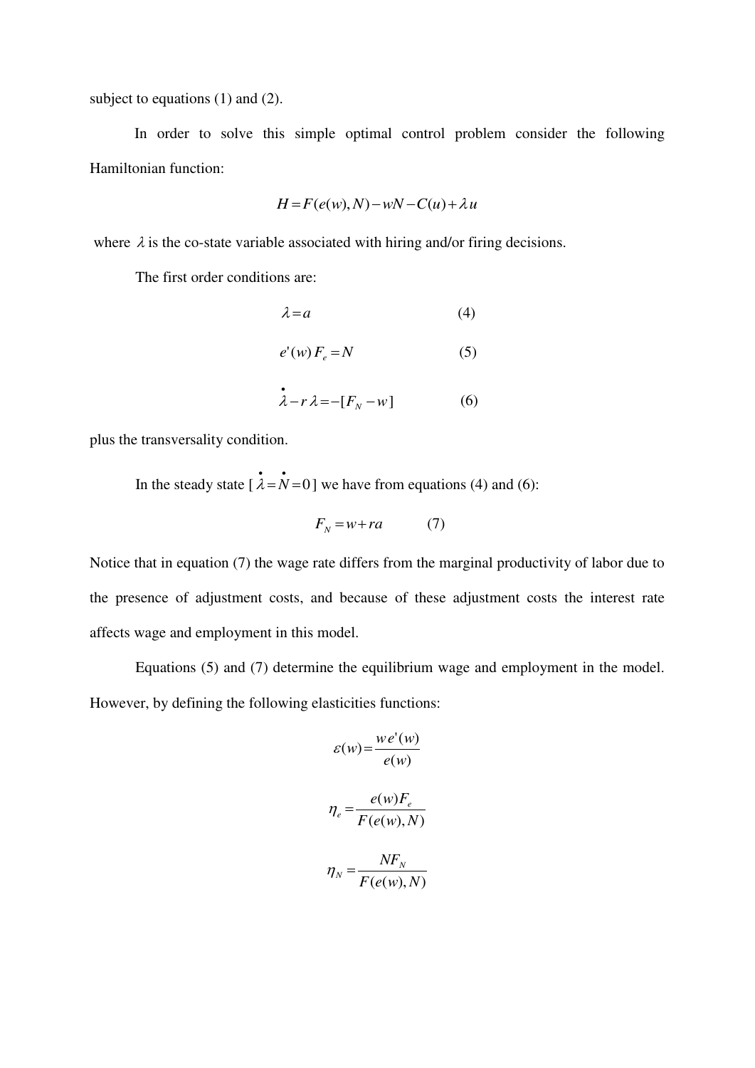subject to equations (1) and (2).

In order to solve this simple optimal control problem consider the following Hamiltonian function:

$$H = F(e(w), N) - wN - C(u) + \lambda u$$

where $\lambda$ is the co-state variable associated with hiring and/or firing decisions.

The first order conditions are:

$$\lambda = a \qquad (4)$$

$$e'(w)\, F_e = N \qquad (5)$$

$$\dot{\lambda} - r\,\lambda = -[F_N - w] \qquad (6)$$

plus the transversality condition.

In the steady state [ $\dot{\lambda} = \dot{N} = 0$ ] we have from equations (4) and (6):

$$F_N = w + ra \qquad (7)$$

Notice that in equation (7) the wage rate differs from the marginal productivity of labor due to the presence of adjustment costs, and because of these adjustment costs the interest rate affects wage and employment in this model.

Equations (5) and (7) determine the equilibrium wage and employment in the model. However, by defining the following elasticities functions:

$$\varepsilon(w) = \frac{w\, e'(w)}{e(w)}$$

$$\eta_e = \frac{e(w) F_e}{F(e(w), N)}$$

$$\eta_N = \frac{N F_N}{F(e(w), N)}$$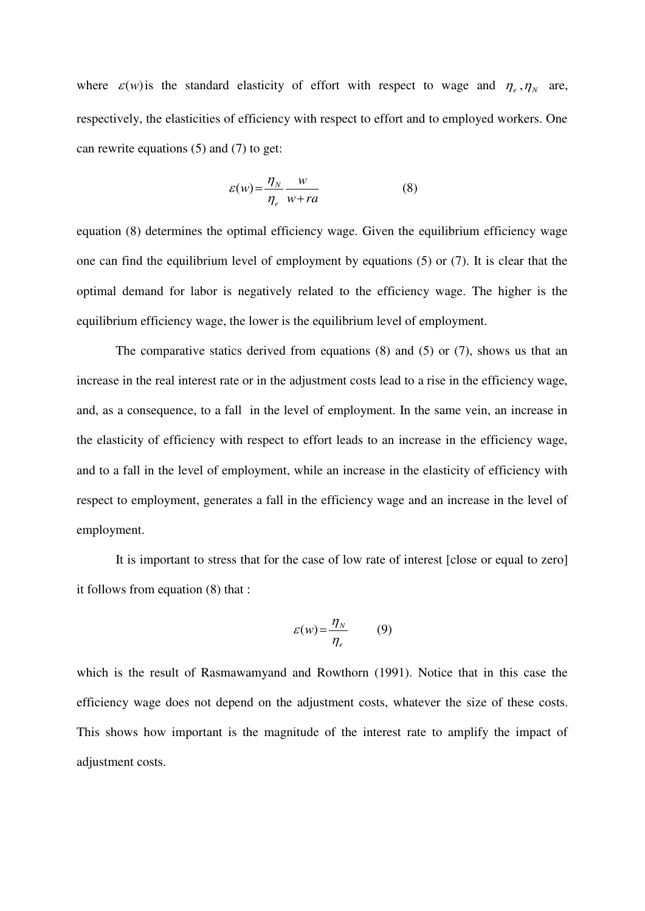where $\varepsilon(w)$ is the standard elasticity of effort with respect to wage and $\eta_e, \eta_N$ are, respectively, the elasticities of efficiency with respect to effort and to employed workers. One can rewrite equations (5) and (7) to get:

$$\varepsilon(w) = \frac{\eta_N}{\eta_e} \frac{w}{w + ra} \qquad (8)$$

equation (8) determines the optimal efficiency wage. Given the equilibrium efficiency wage one can find the equilibrium level of employment by equations (5) or (7). It is clear that the optimal demand for labor is negatively related to the efficiency wage. The higher is the equilibrium efficiency wage, the lower is the equilibrium level of employment.

The comparative statics derived from equations (8) and (5) or (7), shows us that an increase in the real interest rate or in the adjustment costs lead to a rise in the efficiency wage, and, as a consequence, to a fall in the level of employment. In the same vein, an increase in the elasticity of efficiency with respect to effort leads to an increase in the efficiency wage, and to a fall in the level of employment, while an increase in the elasticity of efficiency with respect to employment, generates a fall in the efficiency wage and an increase in the level of employment.

It is important to stress that for the case of low rate of interest [close or equal to zero] it follows from equation (8) that :

$$\varepsilon(w) = \frac{\eta_N}{\eta_e} \qquad (9)$$

which is the result of Rasmawamyand and Rowthorn (1991). Notice that in this case the efficiency wage does not depend on the adjustment costs, whatever the size of these costs. This shows how important is the magnitude of the interest rate to amplify the impact of adjustment costs.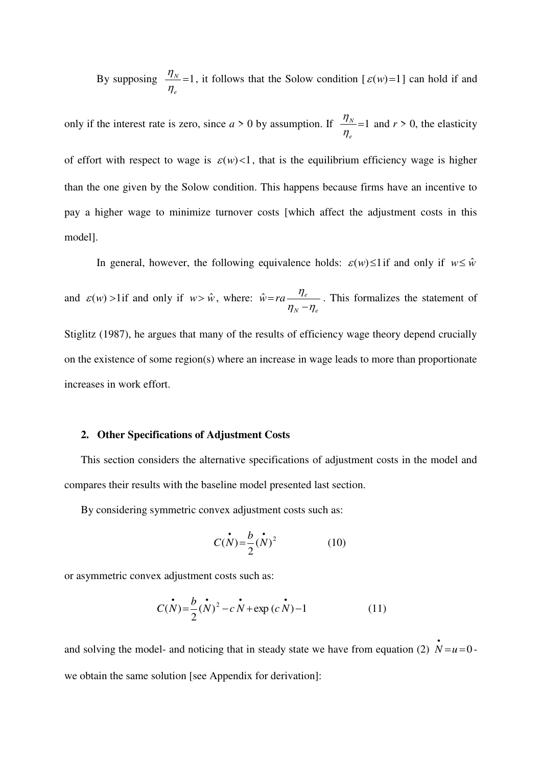By supposing $\frac{\eta_N}{\eta_e}=1$, it follows that the Solow condition [$\varepsilon(w)=1$] can hold if and only if the interest rate is zero, since $a > 0$ by assumption. If $\frac{\eta_N}{\eta_e}=1$ and $r > 0$, the elasticity of effort with respect to wage is $\varepsilon(w)<1$, that is the equilibrium efficiency wage is higher than the one given by the Solow condition. This happens because firms have an incentive to pay a higher wage to minimize turnover costs [which affect the adjustment costs in this model].

In general, however, the following equivalence holds: $\varepsilon(w)\leq 1$ if and only if $w\leq \hat{w}$ and $\varepsilon(w)>1$ if and only if $w>\hat{w}$, where: $\hat{w}=ra\frac{\eta_e}{\eta_N-\eta_e}$. This formalizes the statement of Stiglitz (1987), he argues that many of the results of efficiency wage theory depend crucially on the existence of some region(s) where an increase in wage leads to more than proportionate increases in work effort.

## 2. Other Specifications of Adjustment Costs

This section considers the alternative specifications of adjustment costs in the model and compares their results with the baseline model presented last section.

By considering symmetric convex adjustment costs such as:

$$C(\dot{N})=\frac{b}{2}(\dot{N})^2 \qquad (10)$$

or asymmetric convex adjustment costs such as:

$$C(\dot{N})=\frac{b}{2}(\dot{N})^2-c\dot{N}+\exp(c\dot{N})-1 \qquad (11)$$

and solving the model- and noticing that in steady state we have from equation (2) $\dot{N}=u=0$- we obtain the same solution [see Appendix for derivation]: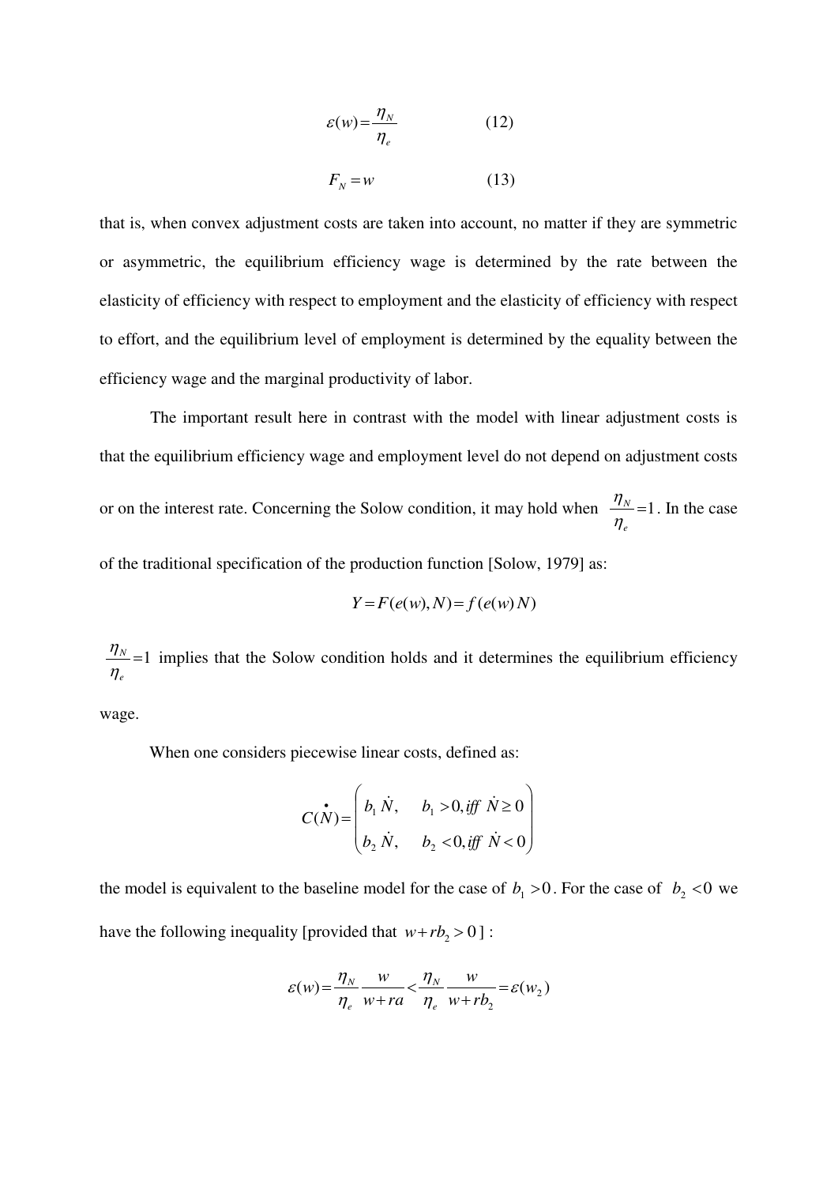$$\varepsilon(w) = \frac{\eta_N}{\eta_e} \qquad (12)$$

$$F_N = w \qquad (13)$$

that is, when convex adjustment costs are taken into account, no matter if they are symmetric or asymmetric, the equilibrium efficiency wage is determined by the rate between the elasticity of efficiency with respect to employment and the elasticity of efficiency with respect to effort, and the equilibrium level of employment is determined by the equality between the efficiency wage and the marginal productivity of labor.

The important result here in contrast with the model with linear adjustment costs is that the equilibrium efficiency wage and employment level do not depend on adjustment costs or on the interest rate. Concerning the Solow condition, it may hold when $\frac{\eta_N}{\eta_e} = 1$. In the case of the traditional specification of the production function [Solow, 1979] as:

$$Y = F(e(w), N) = f(e(w)N)$$

$\frac{\eta_N}{\eta_e} = 1$ implies that the Solow condition holds and it determines the equilibrium efficiency wage.

When one considers piecewise linear costs, defined as:

$$C(\dot{N}) = \begin{pmatrix} b_1 \dot{N}, & b_1 > 0, iff \ \dot{N} \geq 0 \\ b_2 \dot{N}, & b_2 < 0, iff \ \dot{N} < 0 \end{pmatrix}$$

the model is equivalent to the baseline model for the case of $b_1 > 0$. For the case of $b_2 < 0$ we have the following inequality [provided that $w + rb_2 > 0$] :

$$\varepsilon(w) = \frac{\eta_N}{\eta_e} \frac{w}{w + ra} < \frac{\eta_N}{\eta_e} \frac{w}{w + rb_2} = \varepsilon(w_2)$$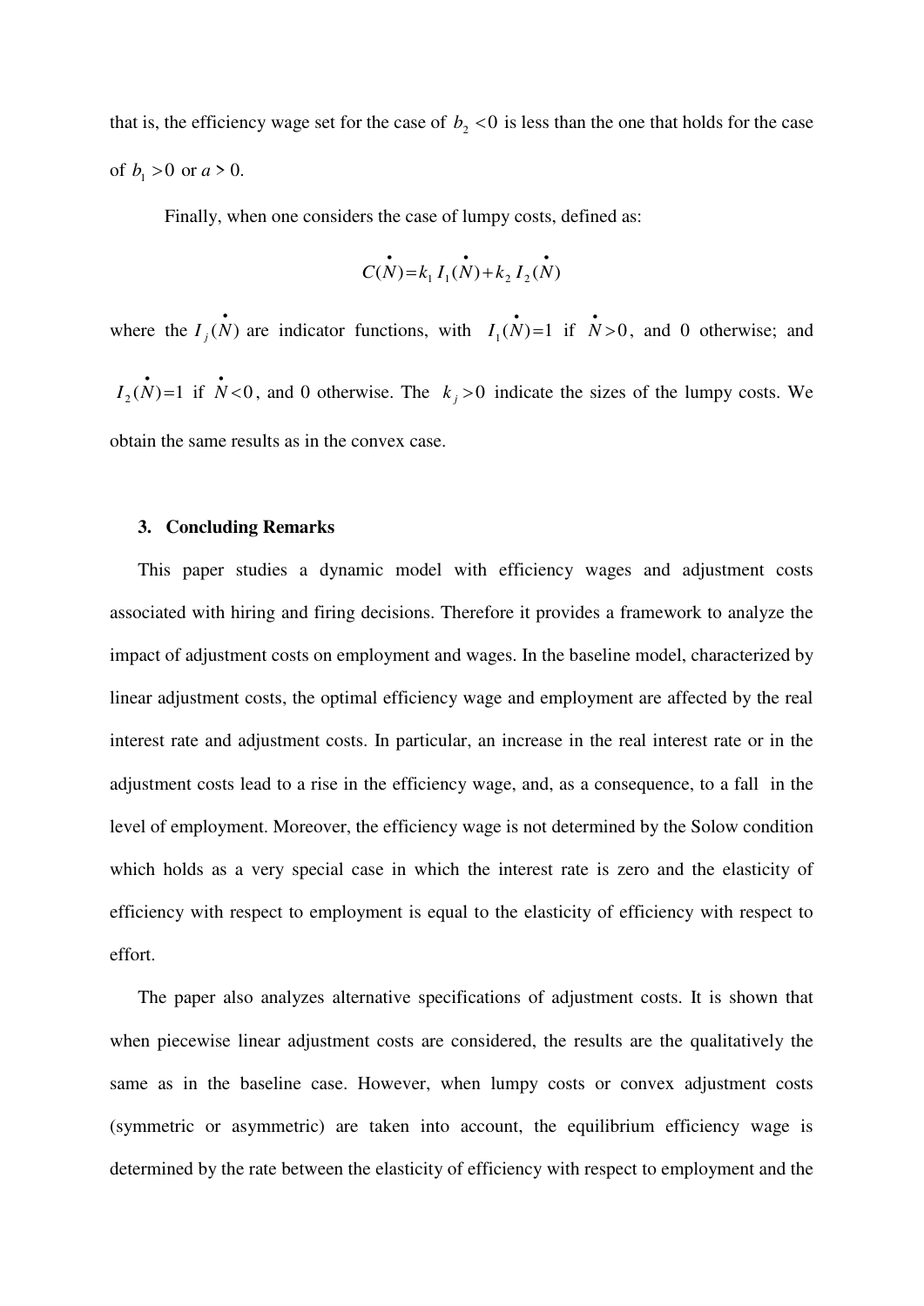that is, the efficiency wage set for the case of $b_2 < 0$ is less than the one that holds for the case of $b_1 > 0$ or $a > 0$.

Finally, when one considers the case of lumpy costs, defined as:

$$C(\dot{N}) = k_1 I_1(\dot{N}) + k_2 I_2(\dot{N})$$

where the $I_j(\dot{N})$ are indicator functions, with $I_1(\dot{N}) = 1$ if $\dot{N} > 0$, and 0 otherwise; and $I_2(\dot{N}) = 1$ if $\dot{N} < 0$, and 0 otherwise. The $k_j > 0$ indicate the sizes of the lumpy costs. We obtain the same results as in the convex case.

## 3. Concluding Remarks

This paper studies a dynamic model with efficiency wages and adjustment costs associated with hiring and firing decisions. Therefore it provides a framework to analyze the impact of adjustment costs on employment and wages. In the baseline model, characterized by linear adjustment costs, the optimal efficiency wage and employment are affected by the real interest rate and adjustment costs. In particular, an increase in the real interest rate or in the adjustment costs lead to a rise in the efficiency wage, and, as a consequence, to a fall in the level of employment. Moreover, the efficiency wage is not determined by the Solow condition which holds as a very special case in which the interest rate is zero and the elasticity of efficiency with respect to employment is equal to the elasticity of efficiency with respect to effort.

The paper also analyzes alternative specifications of adjustment costs. It is shown that when piecewise linear adjustment costs are considered, the results are the qualitatively the same as in the baseline case. However, when lumpy costs or convex adjustment costs (symmetric or asymmetric) are taken into account, the equilibrium efficiency wage is determined by the rate between the elasticity of efficiency with respect to employment and the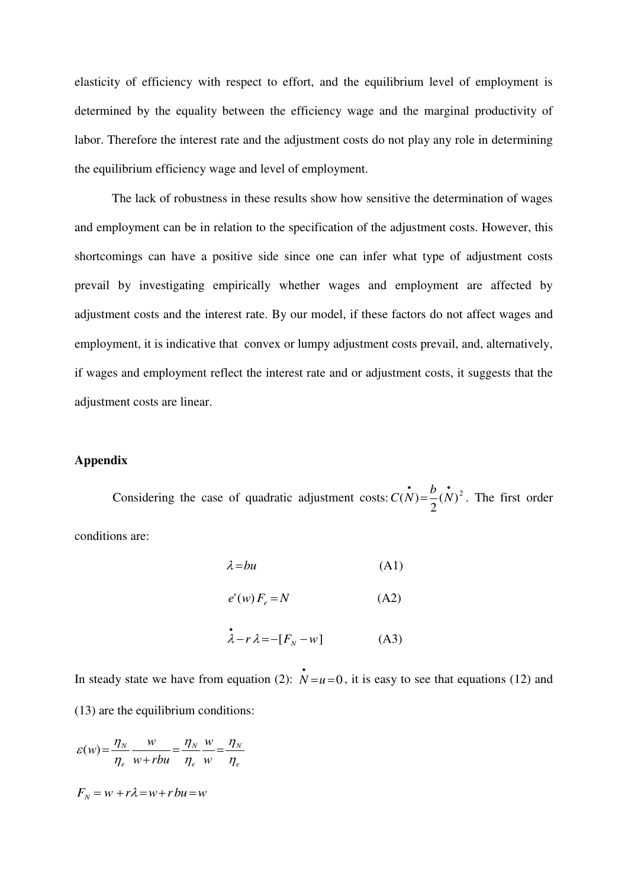elasticity of efficiency with respect to effort, and the equilibrium level of employment is determined by the equality between the efficiency wage and the marginal productivity of labor. Therefore the interest rate and the adjustment costs do not play any role in determining the equilibrium efficiency wage and level of employment.

The lack of robustness in these results show how sensitive the determination of wages and employment can be in relation to the specification of the adjustment costs. However, this shortcomings can have a positive side since one can infer what type of adjustment costs prevail by investigating empirically whether wages and employment are affected by adjustment costs and the interest rate. By our model, if these factors do not affect wages and employment, it is indicative that convex or lumpy adjustment costs prevail, and, alternatively, if wages and employment reflect the interest rate and or adjustment costs, it suggests that the adjustment costs are linear.

**Appendix**

Considering the case of quadratic adjustment costs: $C(\dot{N}) = \frac{b}{2}(\dot{N})^2$. The first order conditions are:

$$\lambda = bu \qquad \text{(A1)}$$

$$e'(w)\,F_e = N \qquad \text{(A2)}$$

$$\dot{\lambda} - r\,\lambda = -[F_N - w] \qquad \text{(A3)}$$

In steady state we have from equation (2): $\dot{N} = u = 0$, it is easy to see that equations (12) and (13) are the equilibrium conditions:

$$\varepsilon(w) = \frac{\eta_N}{\eta_e}\frac{w}{w + rbu} = \frac{\eta_N}{\eta_e}\frac{w}{w} = \frac{\eta_N}{\eta_e}$$

$$F_N = w + r\lambda = w + r\,bu = w$$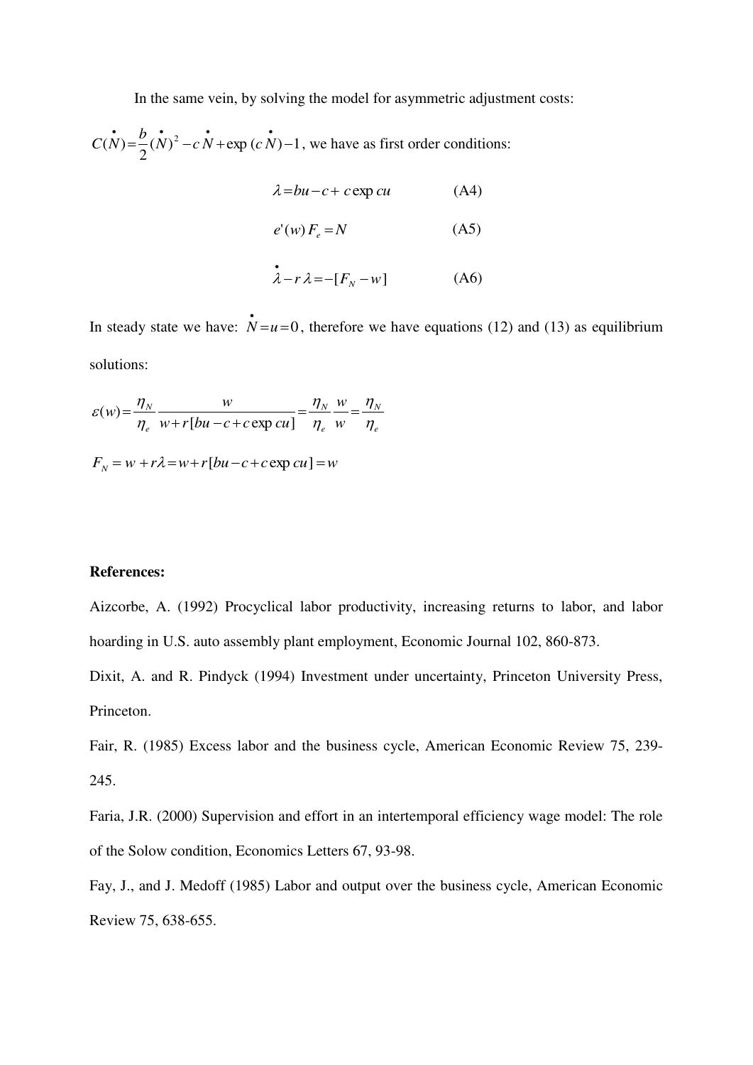In the same vein, by solving the model for asymmetric adjustment costs: $C(\dot{N}) = \frac{b}{2}(\dot{N})^2 - c\dot{N} + \exp(c\dot{N}) - 1$, we have as first order conditions:

$$\lambda = bu - c + c\exp cu \qquad \text{(A4)}$$

$$e'(w)F_e = N \qquad \text{(A5)}$$

$$\dot{\lambda} - r\lambda = -[F_N - w] \qquad \text{(A6)}$$

In steady state we have: $\dot{N} = u = 0$, therefore we have equations (12) and (13) as equilibrium solutions:

$$\varepsilon(w) = \frac{\eta_N}{\eta_e}\frac{w}{w + r[bu - c + c\exp cu]} = \frac{\eta_N}{\eta_e}\frac{w}{w} = \frac{\eta_N}{\eta_e}$$

$$F_N = w + r\lambda = w + r[bu - c + c\exp cu] = w$$

**References:**

Aizcorbe, A. (1992) Procyclical labor productivity, increasing returns to labor, and labor hoarding in U.S. auto assembly plant employment, Economic Journal 102, 860-873.

Dixit, A. and R. Pindyck (1994) Investment under uncertainty, Princeton University Press, Princeton.

Fair, R. (1985) Excess labor and the business cycle, American Economic Review 75, 239-245.

Faria, J.R. (2000) Supervision and effort in an intertemporal efficiency wage model: The role of the Solow condition, Economics Letters 67, 93-98.

Fay, J., and J. Medoff (1985) Labor and output over the business cycle, American Economic Review 75, 638-655.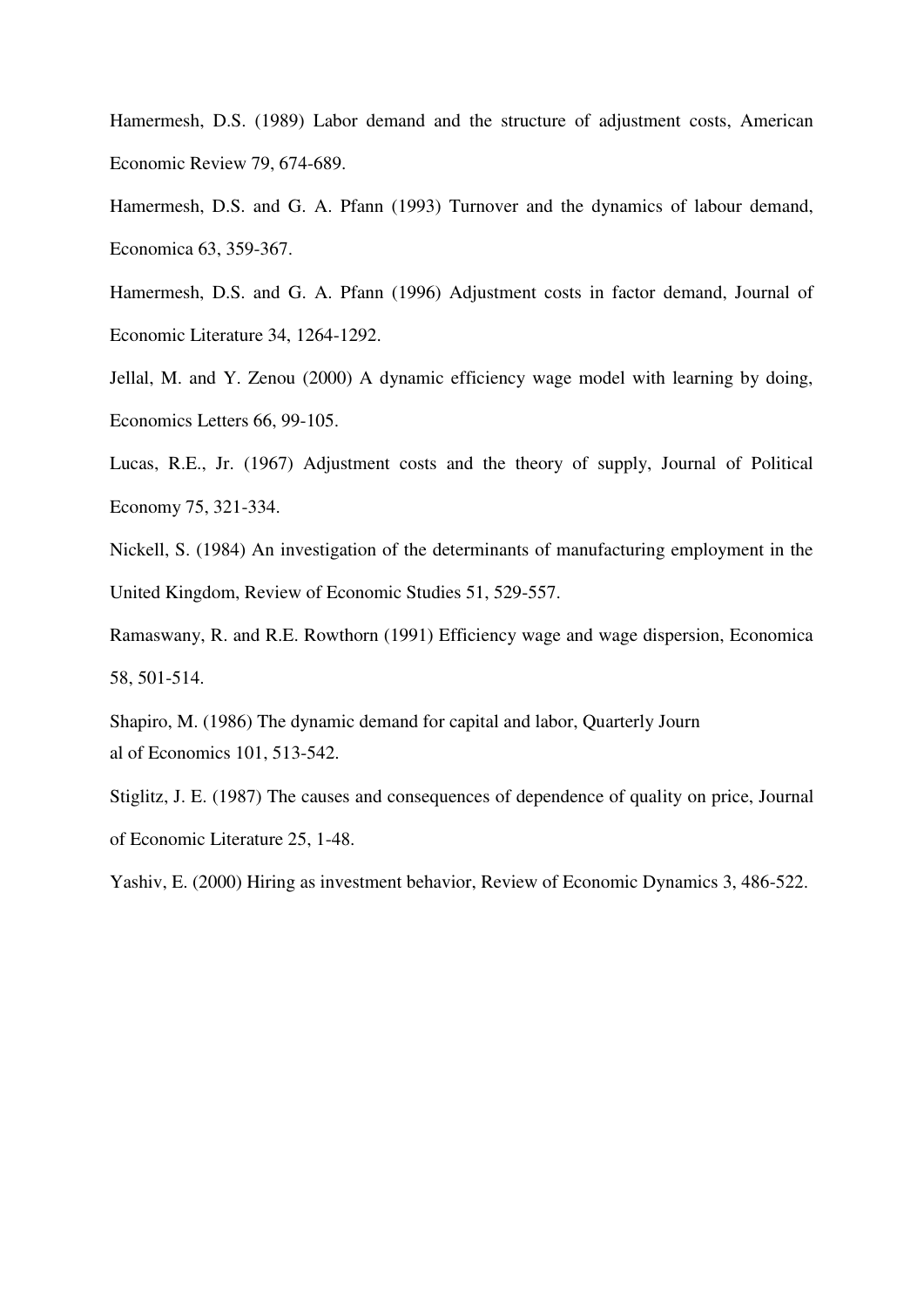Hamermesh, D.S. (1989) Labor demand and the structure of adjustment costs, American Economic Review 79, 674-689.

Hamermesh, D.S. and G. A. Pfann (1993) Turnover and the dynamics of labour demand, Economica 63, 359-367.

Hamermesh, D.S. and G. A. Pfann (1996) Adjustment costs in factor demand, Journal of Economic Literature 34, 1264-1292.

Jellal, M. and Y. Zenou (2000) A dynamic efficiency wage model with learning by doing, Economics Letters 66, 99-105.

Lucas, R.E., Jr. (1967) Adjustment costs and the theory of supply, Journal of Political Economy 75, 321-334.

Nickell, S. (1984) An investigation of the determinants of manufacturing employment in the United Kingdom, Review of Economic Studies 51, 529-557.

Ramaswany, R. and R.E. Rowthorn (1991) Efficiency wage and wage dispersion, Economica 58, 501-514.

Shapiro, M. (1986) The dynamic demand for capital and labor, Quarterly Journ al of Economics 101, 513-542.

Stiglitz, J. E. (1987) The causes and consequences of dependence of quality on price, Journal of Economic Literature 25, 1-48.

Yashiv, E. (2000) Hiring as investment behavior, Review of Economic Dynamics 3, 486-522.